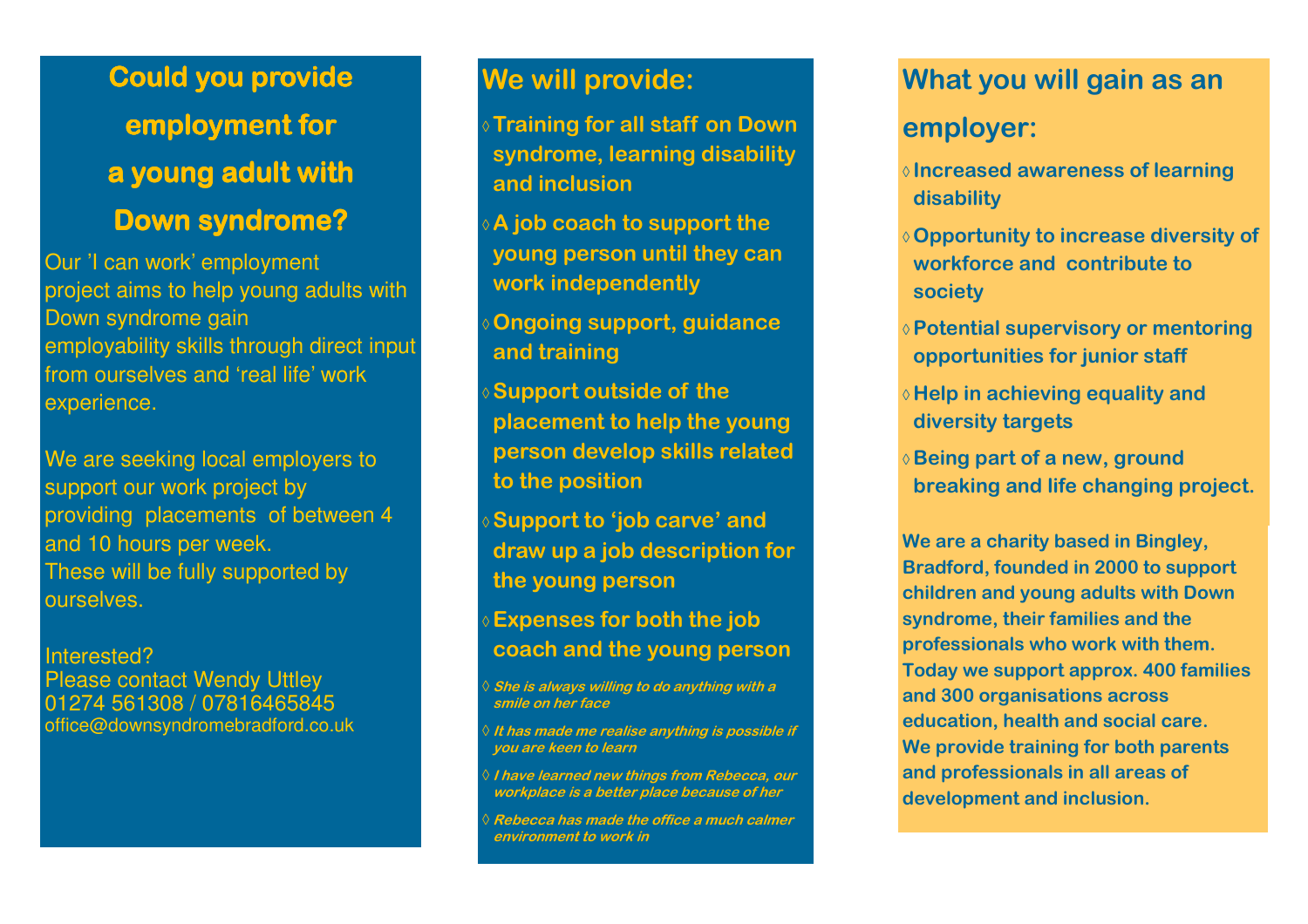# Could you provide employment for a young adult with Down syndrome?

Our 'I can work' employment project aims to help young adults with Down syndrome gain employability skills through direct input from ourselves and 'real life' work experience.

We are seeking local employers to support our work project by providing placements of between 4 and 10 hours per week. These will be fully supported by ourselves.

Interested?
Please contact Wendy Uttley
01274 561308 / 07816465845
office@downsyndromebradford.co.uk

## We will provide:

- **Training for all staff on Down syndrome, learning disability and inclusion**
- **A job coach to support the young person until they can work independently**
- **Ongoing support, guidance and training**
- **Support outside of the placement to help the young person develop skills related to the position**
- **Support to 'job carve' and draw up a job description for the young person**
- **Expenses for both the job coach and the young person**

- ***She is always willing to do anything with a smile on her face***
- ***It has made me realise anything is possible if you are keen to learn***
- ***I have learned new things from Rebecca, our workplace is a better place because of her***
- ***Rebecca has made the office a much calmer environment to work in***

## What you will gain as an employer:

- **Increased awareness of learning disability**
- **Opportunity to increase diversity of workforce and contribute to society**
- **Potential supervisory or mentoring opportunities for junior staff**
- **Help in achieving equality and diversity targets**
- **Being part of a new, ground breaking and life changing project.**

**We are a charity based in Bingley, Bradford, founded in 2000 to support children and young adults with Down syndrome, their families and the professionals who work with them. Today we support approx. 400 families and 300 organisations across education, health and social care. We provide training for both parents and professionals in all areas of development and inclusion.**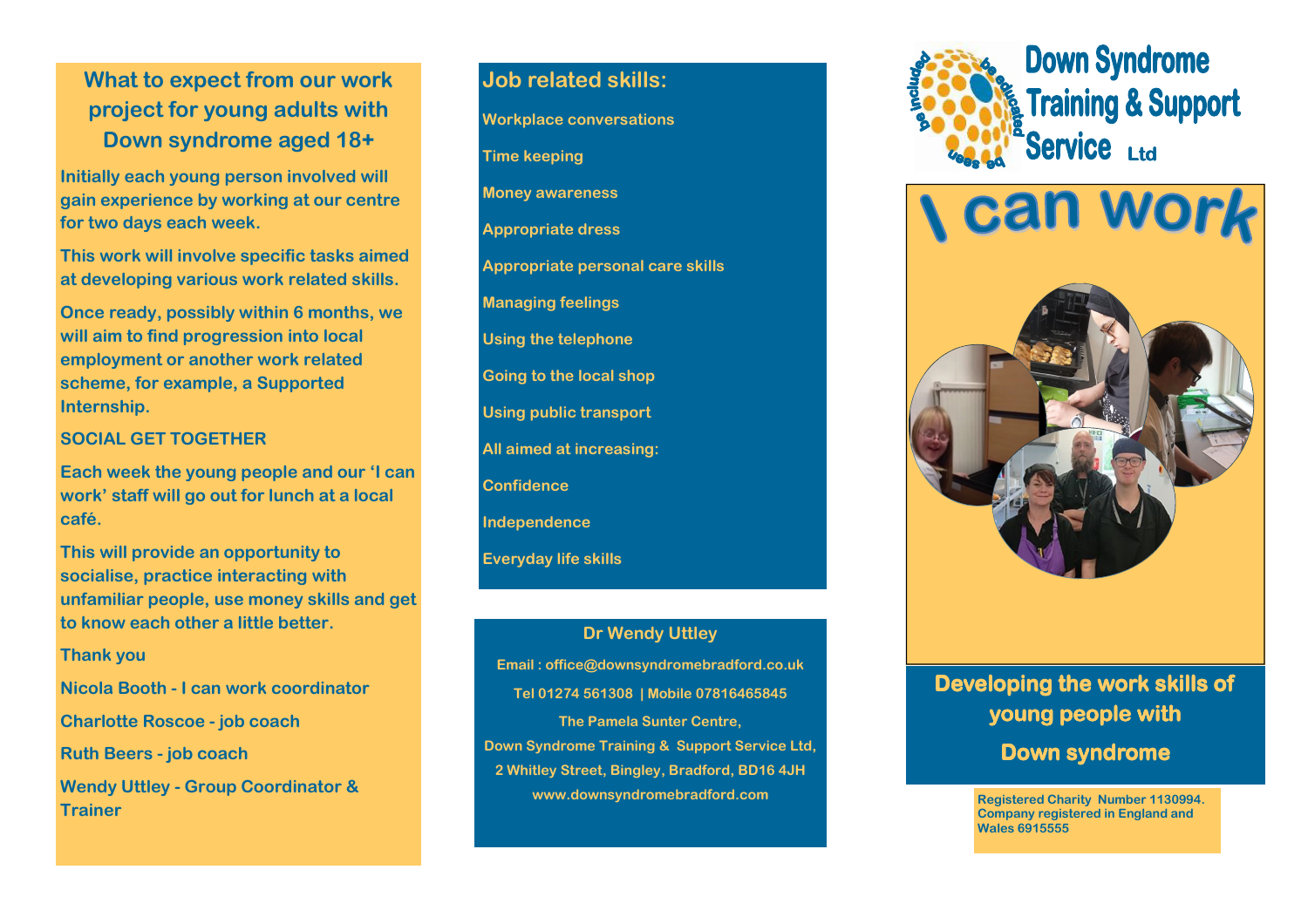## What to expect from our work project for young adults with Down syndrome aged 18+

Initially each young person involved will gain experience by working at our centre for two days each week.

This work will involve specific tasks aimed at developing various work related skills.

Once ready, possibly within 6 months, we will aim to find progression into local employment or another work related scheme, for example, a Supported Internship.

### SOCIAL GET TOGETHER

Each week the young people and our 'I can work' staff will go out for lunch at a local café.

This will provide an opportunity to socialise, practice interacting with unfamiliar people, use money skills and get to know each other a little better.

Thank you

Nicola Booth - I can work coordinator

Charlotte Roscoe - job coach

Ruth Beers - job coach

Wendy Uttley - Group Coordinator & Trainer

## Job related skills:

Workplace conversations

Time keeping

Money awareness

Appropriate dress

Appropriate personal care skills

Managing feelings

Using the telephone

Going to the local shop

Using public transport

All aimed at increasing:

Confidence

Independence

Everyday life skills

**Dr Wendy Uttley**

Email : office@downsyndromebradford.co.uk

Tel 01274 561308 | Mobile 07816465845

The Pamela Sunter Centre,
Down Syndrome Training & Support Service Ltd,
2 Whitley Street, Bingley, Bradford, BD16 4JH
www.downsyndromebradford.com

be included · be educated · be seen

# Down Syndrome Training & Support Service Ltd

# I can work

## Developing the work skills of young people with Down syndrome

Registered Charity Number 1130994.
Company registered in England and Wales 6915555